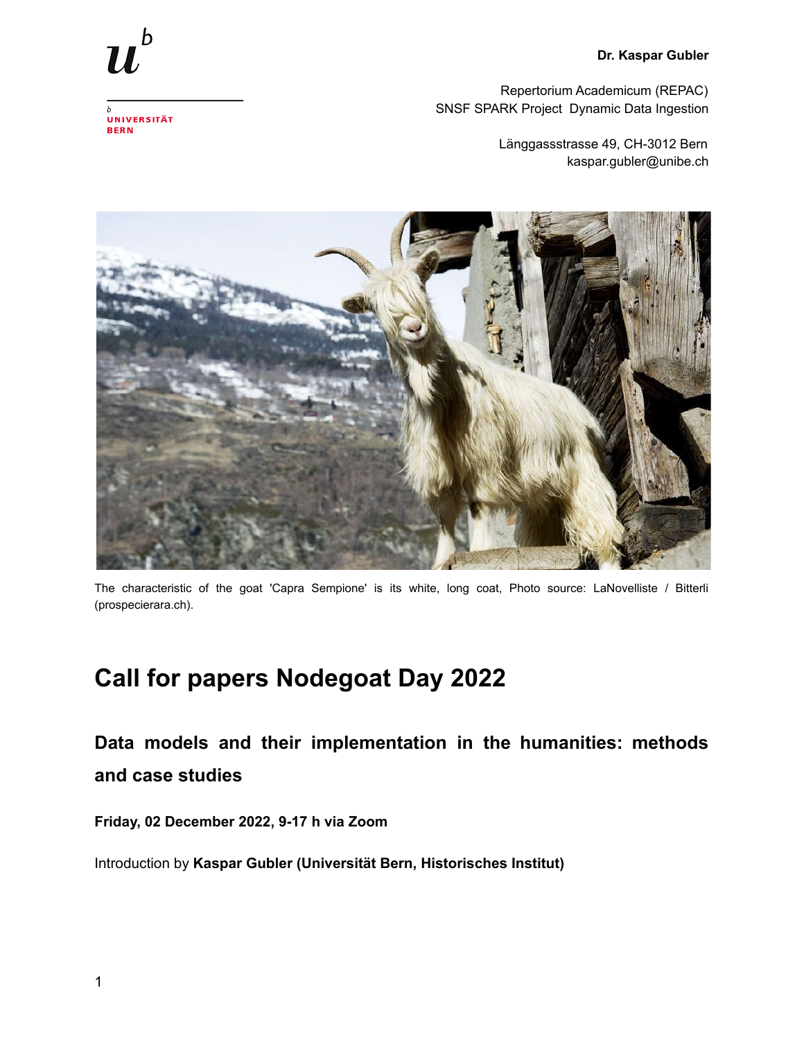**Dr. Kaspar Gubler**

Repertorium Academicum (REPAC)
SNSF SPARK Project Dynamic Data Ingestion

Länggassstrasse 49, CH-3012 Bern
kaspar.gubler@unibe.ch

The characteristic of the goat 'Capra Sempione' is its white, long coat, Photo source: LaNovelliste / Bitterli (prospecierara.ch).

# Call for papers Nodegoat Day 2022

## Data models and their implementation in the humanities: methods and case studies

**Friday, 02 December 2022, 9-17 h via Zoom**

Introduction by **Kaspar Gubler (Universität Bern, Historisches Institut)**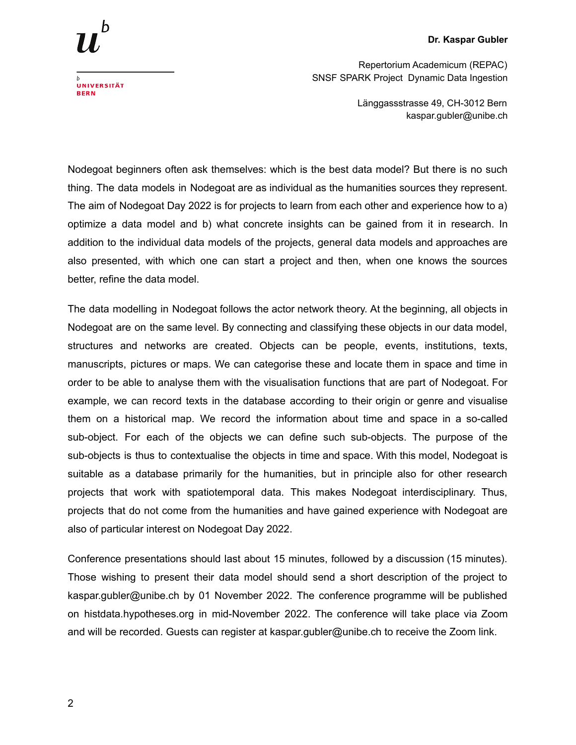Nodegoat beginners often ask themselves: which is the best data model? But there is no such thing. The data models in Nodegoat are as individual as the humanities sources they represent. The aim of Nodegoat Day 2022 is for projects to learn from each other and experience how to a) optimize a data model and b) what concrete insights can be gained from it in research. In addition to the individual data models of the projects, general data models and approaches are also presented, with which one can start a project and then, when one knows the sources better, refine the data model.

The data modelling in Nodegoat follows the actor network theory. At the beginning, all objects in Nodegoat are on the same level. By connecting and classifying these objects in our data model, structures and networks are created. Objects can be people, events, institutions, texts, manuscripts, pictures or maps. We can categorise these and locate them in space and time in order to be able to analyse them with the visualisation functions that are part of Nodegoat. For example, we can record texts in the database according to their origin or genre and visualise them on a historical map. We record the information about time and space in a so-called sub-object. For each of the objects we can define such sub-objects. The purpose of the sub-objects is thus to contextualise the objects in time and space. With this model, Nodegoat is suitable as a database primarily for the humanities, but in principle also for other research projects that work with spatiotemporal data. This makes Nodegoat interdisciplinary. Thus, projects that do not come from the humanities and have gained experience with Nodegoat are also of particular interest on Nodegoat Day 2022.

Conference presentations should last about 15 minutes, followed by a discussion (15 minutes). Those wishing to present their data model should send a short description of the project to kaspar.gubler@unibe.ch by 01 November 2022. The conference programme will be published on histdata.hypotheses.org in mid-November 2022. The conference will take place via Zoom and will be recorded. Guests can register at kaspar.gubler@unibe.ch to receive the Zoom link.